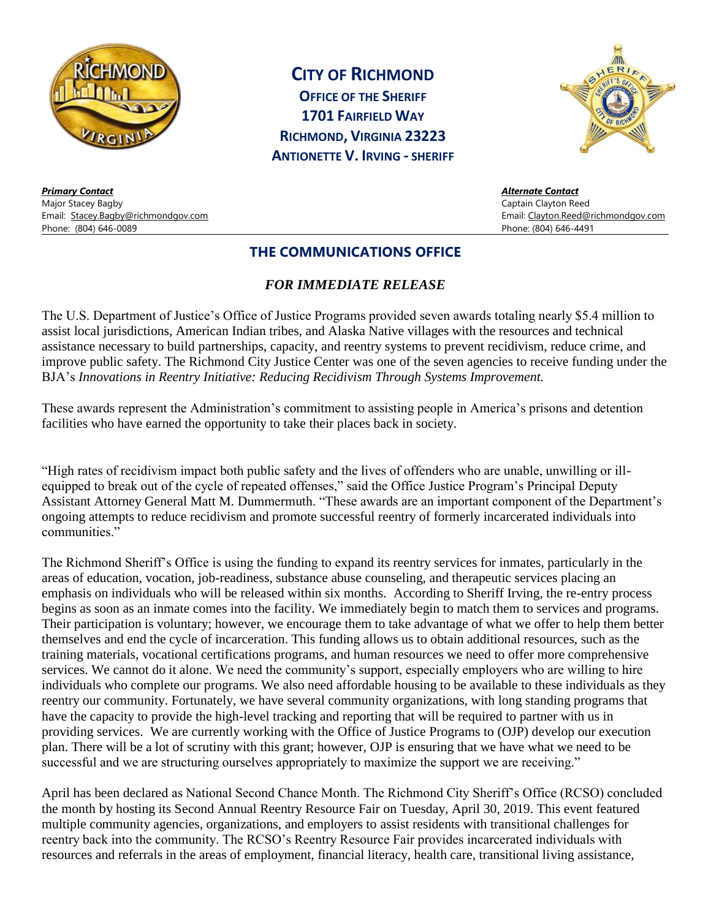# CITY OF RICHMOND

**OFFICE OF THE SHERIFF**
**1701 FAIRFIELD WAY**
**RICHMOND, VIRGINIA 23223**
**ANTIONETTE V. IRVING - SHERIFF**

***Primary Contact***
Major Stacey Bagby
Email: Stacey.Bagby@richmondgov.com
Phone: (804) 646-0089

***Alternate Contact***
Captain Clayton Reed
Email: Clayton.Reed@richmondgov.com
Phone: (804) 646-4491

## THE COMMUNICATIONS OFFICE

***FOR IMMEDIATE RELEASE***

The U.S. Department of Justice's Office of Justice Programs provided seven awards totaling nearly $5.4 million to assist local jurisdictions, American Indian tribes, and Alaska Native villages with the resources and technical assistance necessary to build partnerships, capacity, and reentry systems to prevent recidivism, reduce crime, and improve public safety. The Richmond City Justice Center was one of the seven agencies to receive funding under the BJA's *Innovations in Reentry Initiative: Reducing Recidivism Through Systems Improvement.*

These awards represent the Administration's commitment to assisting people in America's prisons and detention facilities who have earned the opportunity to take their places back in society.

"High rates of recidivism impact both public safety and the lives of offenders who are unable, unwilling or ill-equipped to break out of the cycle of repeated offenses," said the Office Justice Program's Principal Deputy Assistant Attorney General Matt M. Dummermuth. "These awards are an important component of the Department's ongoing attempts to reduce recidivism and promote successful reentry of formerly incarcerated individuals into communities."

The Richmond Sheriff's Office is using the funding to expand its reentry services for inmates, particularly in the areas of education, vocation, job-readiness, substance abuse counseling, and therapeutic services placing an emphasis on individuals who will be released within six months. According to Sheriff Irving, the re-entry process begins as soon as an inmate comes into the facility. We immediately begin to match them to services and programs. Their participation is voluntary; however, we encourage them to take advantage of what we offer to help them better themselves and end the cycle of incarceration. This funding allows us to obtain additional resources, such as the training materials, vocational certifications programs, and human resources we need to offer more comprehensive services. We cannot do it alone. We need the community's support, especially employers who are willing to hire individuals who complete our programs. We also need affordable housing to be available to these individuals as they reentry our community. Fortunately, we have several community organizations, with long standing programs that have the capacity to provide the high-level tracking and reporting that will be required to partner with us in providing services. We are currently working with the Office of Justice Programs to (OJP) develop our execution plan. There will be a lot of scrutiny with this grant; however, OJP is ensuring that we have what we need to be successful and we are structuring ourselves appropriately to maximize the support we are receiving."

April has been declared as National Second Chance Month. The Richmond City Sheriff's Office (RCSO) concluded the month by hosting its Second Annual Reentry Resource Fair on Tuesday, April 30, 2019. This event featured multiple community agencies, organizations, and employers to assist residents with transitional challenges for reentry back into the community. The RCSO's Reentry Resource Fair provides incarcerated individuals with resources and referrals in the areas of employment, financial literacy, health care, transitional living assistance,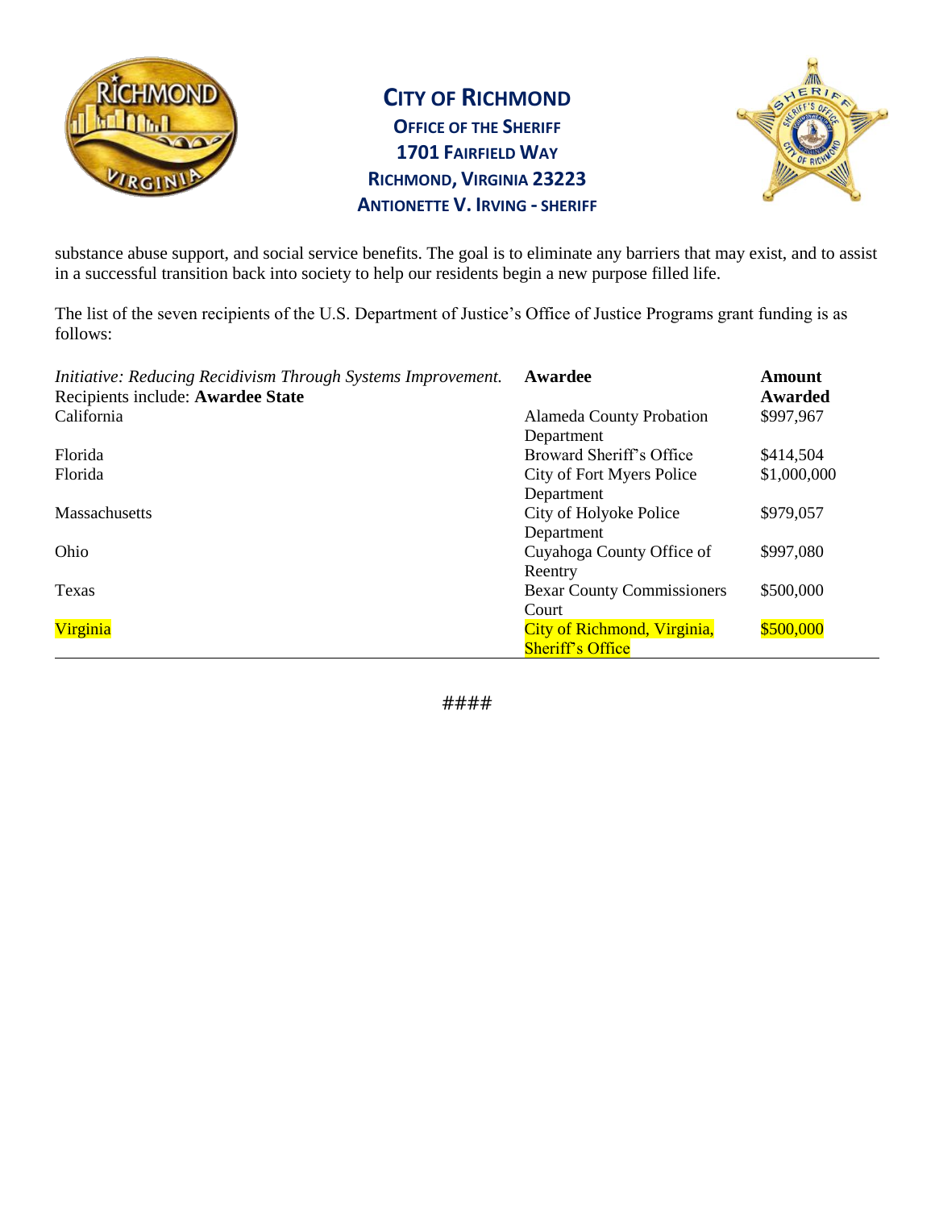**CITY OF RICHMOND**
**OFFICE OF THE SHERIFF**
**1701 FAIRFIELD WAY**
**RICHMOND, VIRGINIA 23223**
**ANTIONETTE V. IRVING - SHERIFF**

substance abuse support, and social service benefits. The goal is to eliminate any barriers that may exist, and to assist in a successful transition back into society to help our residents begin a new purpose filled life.

The list of the seven recipients of the U.S. Department of Justice's Office of Justice Programs grant funding is as follows:

| *Initiative: Reducing Recidivism Through Systems Improvement.* Recipients include: **Awardee State** | **Awardee** | **Amount Awarded** |
|---|---|---|
| California | Alameda County Probation Department | $997,967 |
| Florida | Broward Sheriff's Office | $414,504 |
| Florida | City of Fort Myers Police Department | $1,000,000 |
| Massachusetts | City of Holyoke Police Department | $979,057 |
| Ohio | Cuyahoga County Office of Reentry | $997,080 |
| Texas | Bexar County Commissioners Court | $500,000 |
| Virginia | City of Richmond, Virginia, Sheriff's Office | $500,000 |

####